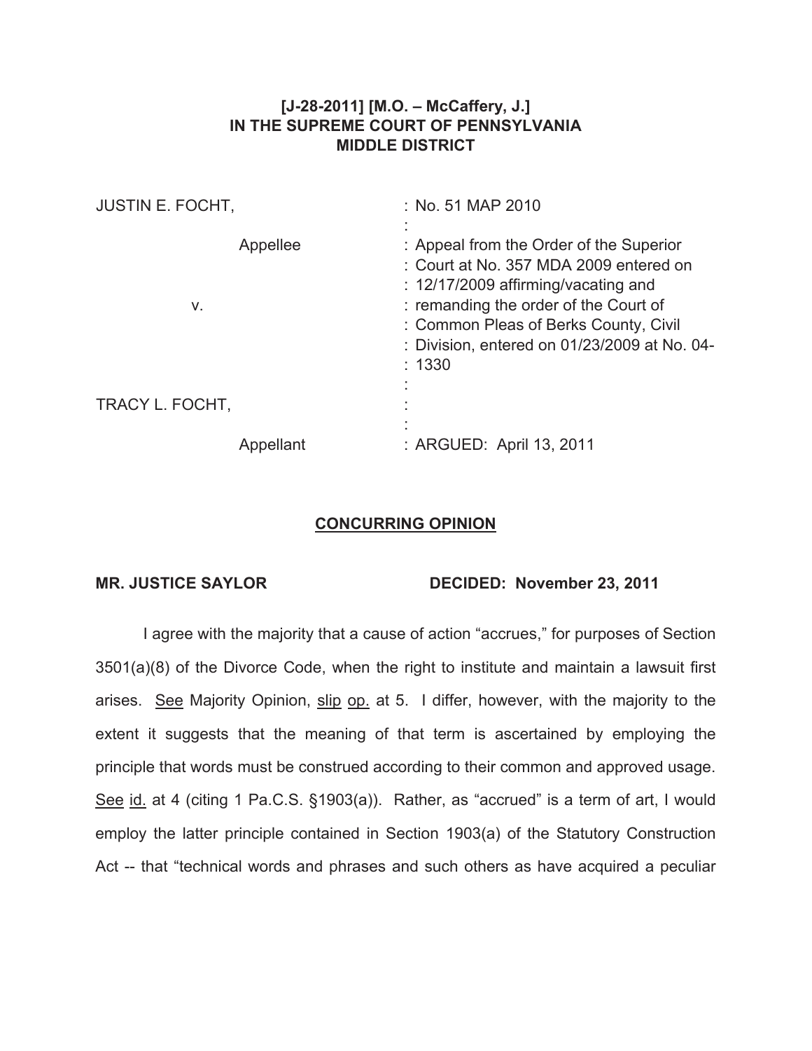**[J-28-2011] [M.O. – McCaffery, J.]**
**IN THE SUPREME COURT OF PENNSYLVANIA**
**MIDDLE DISTRICT**

| | |
|---|---|
| JUSTIN E. FOCHT, | : No. 51 MAP 2010 |
| Appellee | : Appeal from the Order of the Superior Court at No. 357 MDA 2009 entered on 12/17/2009 affirming/vacating and remanding the order of the Court of Common Pleas of Berks County, Civil Division, entered on 01/23/2009 at No. 04-1330 |
| v. | |
| TRACY L. FOCHT, | |
| Appellant | : ARGUED: April 13, 2011 |

**CONCURRING OPINION**

**MR. JUSTICE SAYLOR** **DECIDED: November 23, 2011**

I agree with the majority that a cause of action "accrues," for purposes of Section 3501(a)(8) of the Divorce Code, when the right to institute and maintain a lawsuit first arises. See Majority Opinion, slip op. at 5. I differ, however, with the majority to the extent it suggests that the meaning of that term is ascertained by employing the principle that words must be construed according to their common and approved usage. See id. at 4 (citing 1 Pa.C.S. §1903(a)). Rather, as "accrued" is a term of art, I would employ the latter principle contained in Section 1903(a) of the Statutory Construction Act -- that "technical words and phrases and such others as have acquired a peculiar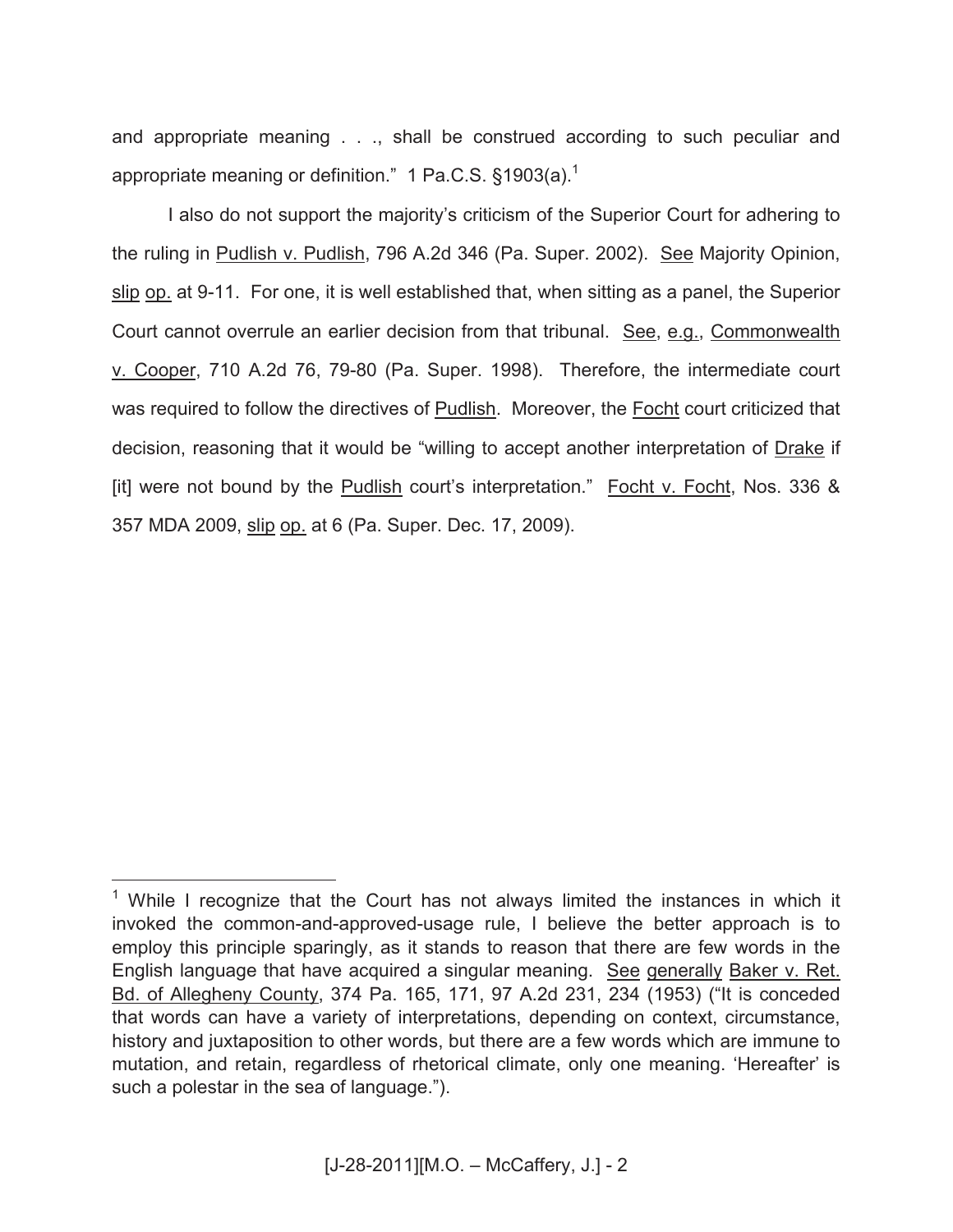and appropriate meaning . . ., shall be construed according to such peculiar and appropriate meaning or definition." 1 Pa.C.S. §1903(a).[1]

I also do not support the majority's criticism of the Superior Court for adhering to the ruling in Pudlish v. Pudlish, 796 A.2d 346 (Pa. Super. 2002). See Majority Opinion, slip op. at 9-11. For one, it is well established that, when sitting as a panel, the Superior Court cannot overrule an earlier decision from that tribunal. See, e.g., Commonwealth v. Cooper, 710 A.2d 76, 79-80 (Pa. Super. 1998). Therefore, the intermediate court was required to follow the directives of Pudlish. Moreover, the Focht court criticized that decision, reasoning that it would be "willing to accept another interpretation of Drake if [it] were not bound by the Pudlish court's interpretation." Focht v. Focht, Nos. 336 & 357 MDA 2009, slip op. at 6 (Pa. Super. Dec. 17, 2009).

---

[1] While I recognize that the Court has not always limited the instances in which it invoked the common-and-approved-usage rule, I believe the better approach is to employ this principle sparingly, as it stands to reason that there are few words in the English language that have acquired a singular meaning. See generally Baker v. Ret. Bd. of Allegheny County, 374 Pa. 165, 171, 97 A.2d 231, 234 (1953) ("It is conceded that words can have a variety of interpretations, depending on context, circumstance, history and juxtaposition to other words, but there are a few words which are immune to mutation, and retain, regardless of rhetorical climate, only one meaning. 'Hereafter' is such a polestar in the sea of language.").